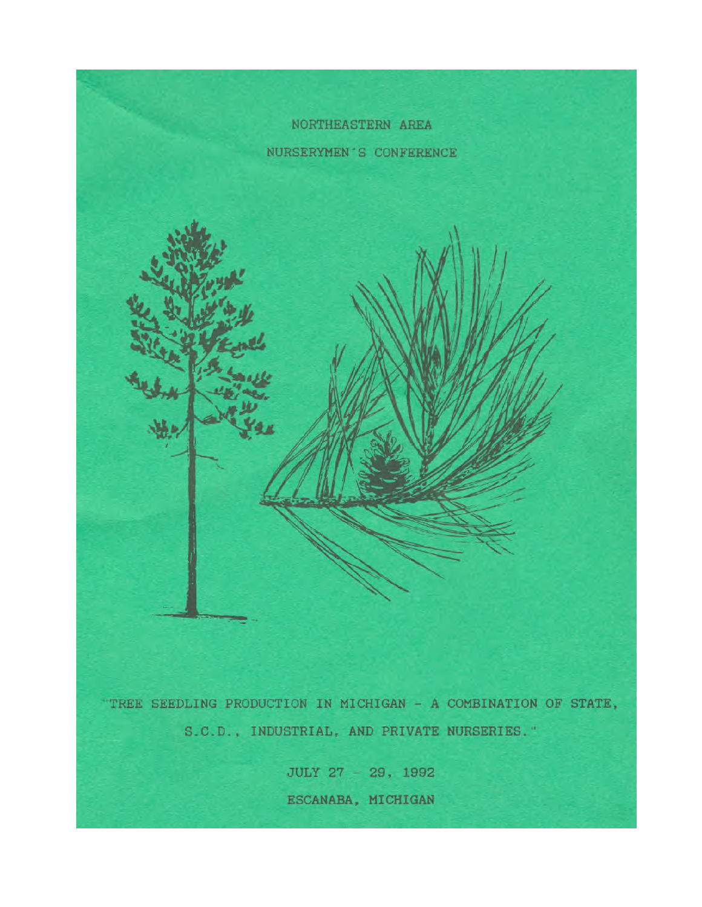# NORTHEASTERN AREA

# NURSERYMEN'S CONFERENCE

"TREE SEEDLING PRODUCTION IN MICHIGAN - A COMBINATION OF STATE, S.C.D., INDUSTRIAL, AND PRIVATE NURSERIES."

JULY 27 - 29, 1992

ESCANABA, MICHIGAN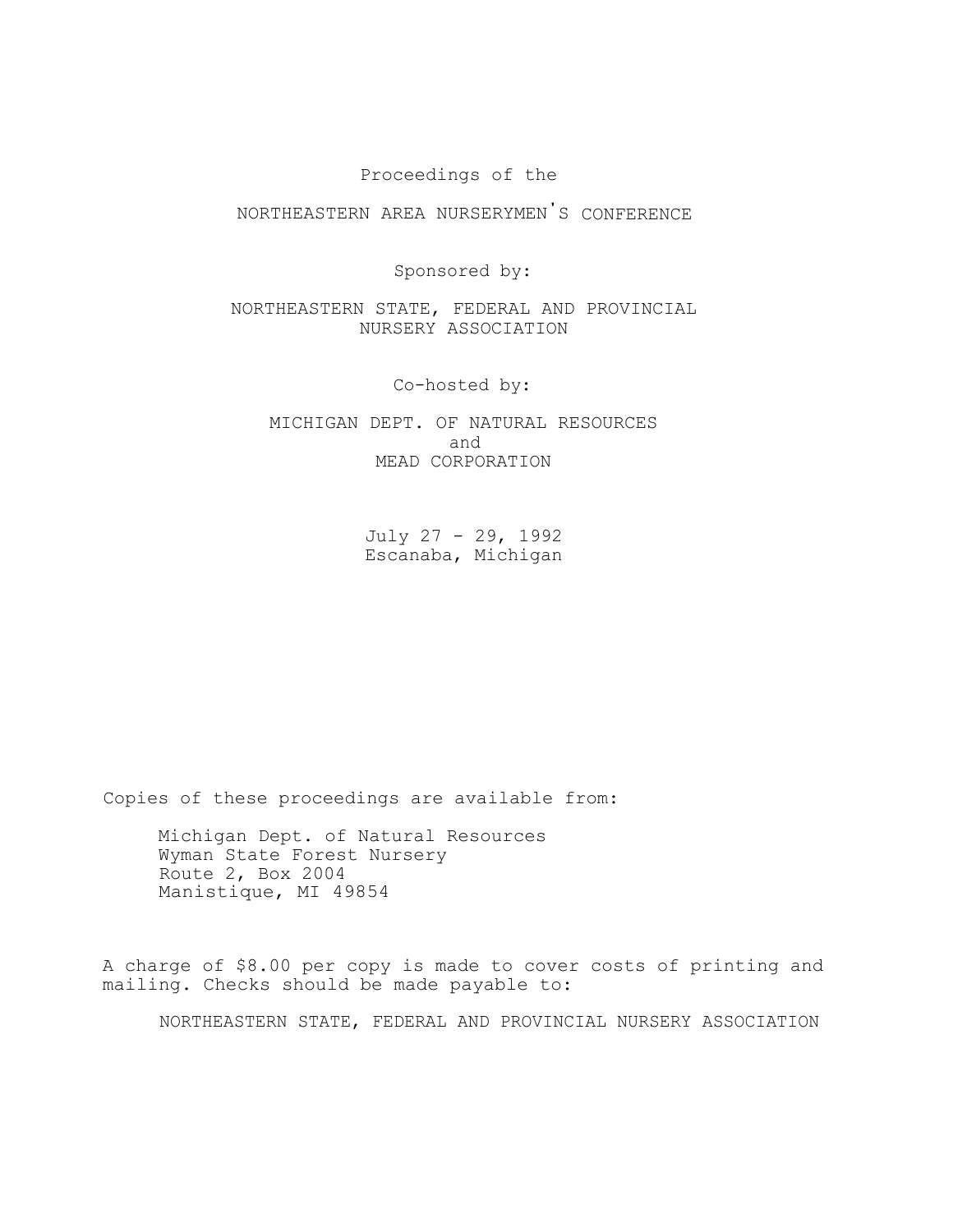Proceedings of the

# NORTHEASTERN AREA NURSERYMEN'S CONFERENCE

Sponsored by:

NORTHEASTERN STATE, FEDERAL AND PROVINCIAL NURSERY ASSOCIATION

Co-hosted by:

MICHIGAN DEPT. OF NATURAL RESOURCES
and
MEAD CORPORATION

July 27 - 29, 1992
Escanaba, Michigan

Copies of these proceedings are available from:

Michigan Dept. of Natural Resources
Wyman State Forest Nursery
Route 2, Box 2004
Manistique, MI 49854

A charge of $8.00 per copy is made to cover costs of printing and mailing. Checks should be made payable to:

NORTHEASTERN STATE, FEDERAL AND PROVINCIAL NURSERY ASSOCIATION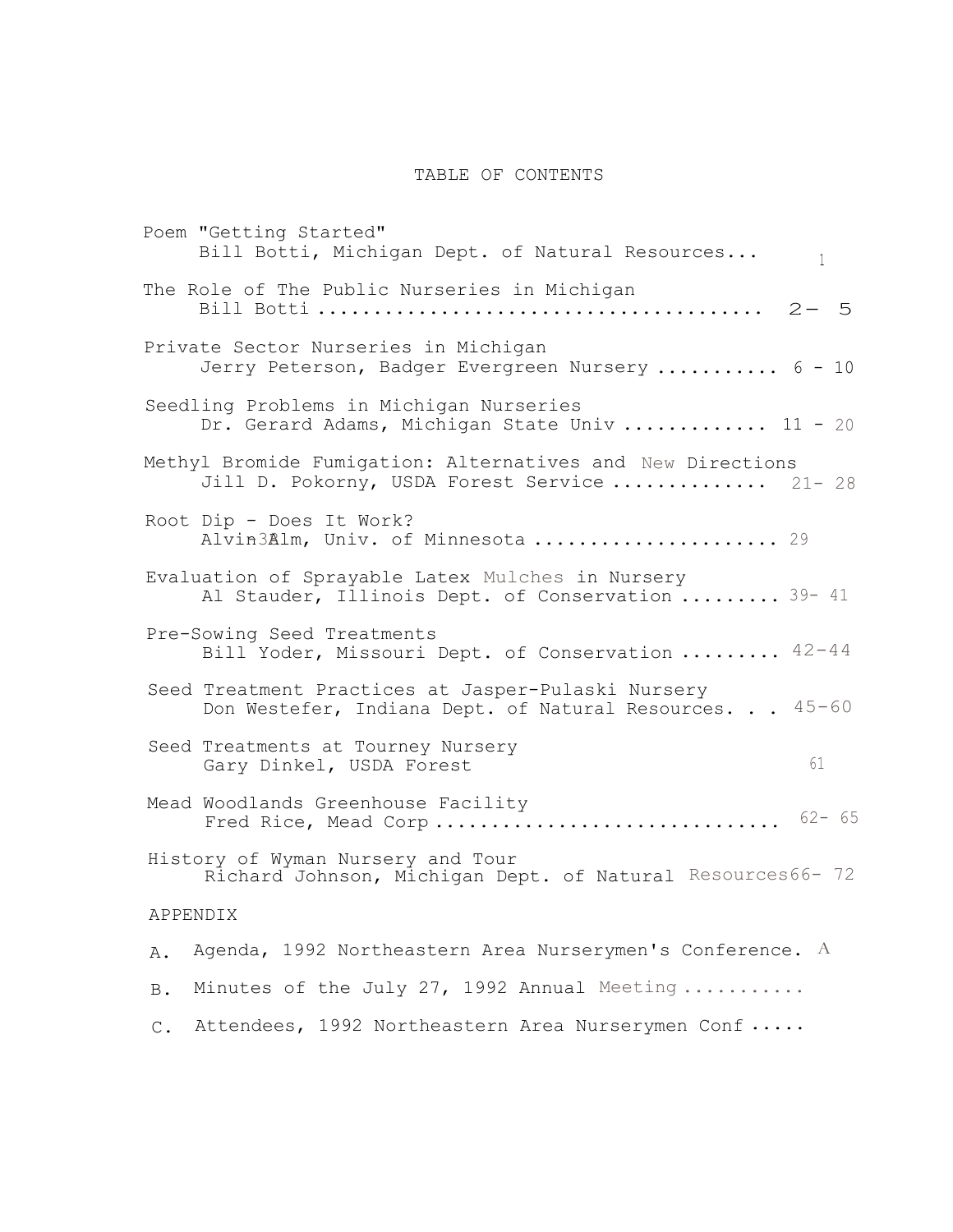# TABLE OF CONTENTS

Poem "Getting Started"
Bill Botti, Michigan Dept. of Natural Resources... 1

The Role of The Public Nurseries in Michigan
Bill Botti ........................................ 2- 5

Private Sector Nurseries in Michigan
Jerry Peterson, Badger Evergreen Nursery ........... 6 - 10

Seedling Problems in Michigan Nurseries
Dr. Gerard Adams, Michigan State Univ ............. 11 - 20

Methyl Bromide Fumigation: Alternatives and New Directions
Jill D. Pokorny, USDA Forest Service .............. 21- 28

Root Dip - Does It Work?
Alvin Alm, Univ. of Minnesota ...................... 29-38

Evaluation of Sprayable Latex Mulches in Nursery
Al Stauder, Illinois Dept. of Conservation ......... 39- 41

Pre-Sowing Seed Treatments
Bill Yoder, Missouri Dept. of Conservation ......... 42-44

Seed Treatment Practices at Jasper-Pulaski Nursery
Don Westefer, Indiana Dept. of Natural Resources. . . 45-60

Seed Treatments at Tourney Nursery
Gary Dinkel, USDA Forest 61

Mead Woodlands Greenhouse Facility
Fred Rice, Mead Corp .............................. 62- 65

History of Wyman Nursery and Tour
Richard Johnson, Michigan Dept. of Natural Resources66- 72

APPENDIX

A. Agenda, 1992 Northeastern Area Nurserymen's Conference. A

B. Minutes of the July 27, 1992 Annual Meeting ...........

C. Attendees, 1992 Northeastern Area Nurserymen Conf .....